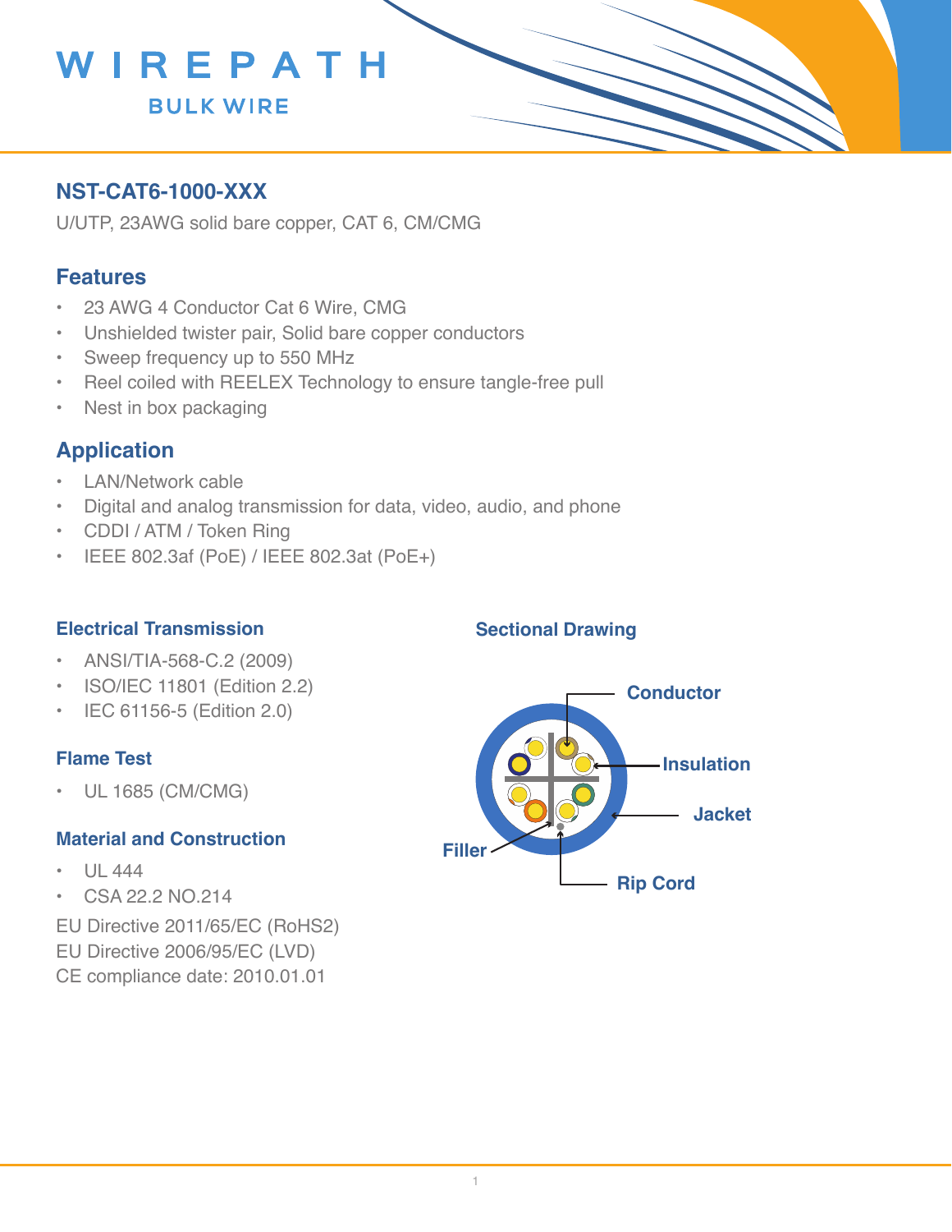WIREPATH

BULK WIRE

## NST-CAT6-1000-XXX

U/UTP, 23AWG solid bare copper, CAT 6, CM/CMG

## Features

- 23 AWG 4 Conductor Cat 6 Wire, CMG
- Unshielded twister pair, Solid bare copper conductors
- Sweep frequency up to 550 MHz
- Reel coiled with REELEX Technology to ensure tangle-free pull
- Nest in box packaging

## Application

- LAN/Network cable
- Digital and analog transmission for data, video, audio, and phone
- CDDI / ATM / Token Ring
- IEEE 802.3af (PoE) / IEEE 802.3at (PoE+)

### Electrical Transmission

- ANSI/TIA-568-C.2 (2009)
- ISO/IEC 11801 (Edition 2.2)
- IEC 61156-5 (Edition 2.0)

### Flame Test

- UL 1685 (CM/CMG)

### Material and Construction

- UL 444
- CSA 22.2 NO.214

EU Directive 2011/65/EC (RoHS2)
EU Directive 2006/95/EC (LVD)
CE compliance date: 2010.01.01

### Sectional Drawing

Conductor

Insulation

Jacket

Filler

Rip Cord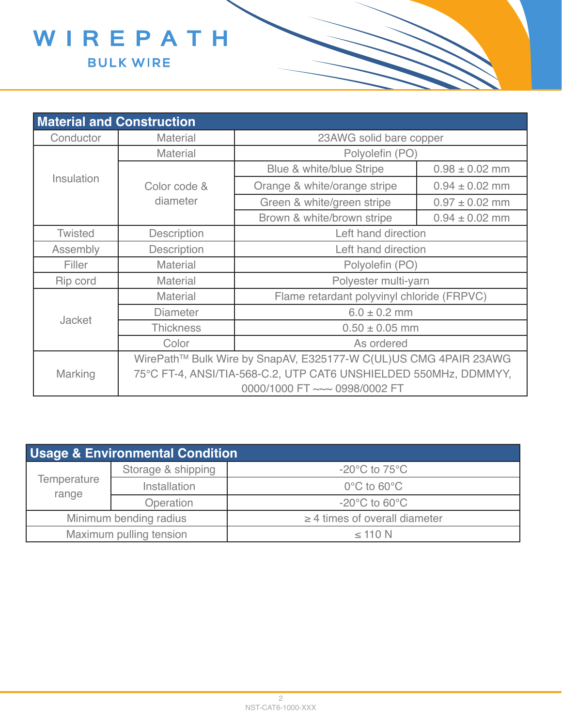WIREPATH

BULK WIRE

| Material and Construction | | | |
|---|---|---|---|
| Conductor | Material | 23AWG solid bare copper | |
| Insulation | Material | Polyolefin (PO) | |
| | Color code & diameter | Blue & white/blue Stripe | 0.98 ± 0.02 mm |
| | | Orange & white/orange stripe | 0.94 ± 0.02 mm |
| | | Green & white/green stripe | 0.97 ± 0.02 mm |
| | | Brown & white/brown stripe | 0.94 ± 0.02 mm |
| Twisted | Description | Left hand direction | |
| Assembly | Description | Left hand direction | |
| Filler | Material | Polyolefin (PO) | |
| Rip cord | Material | Polyester multi-yarn | |
| Jacket | Material | Flame retardant polyvinyl chloride (FRPVC) | |
| | Diameter | 6.0 ± 0.2 mm | |
| | Thickness | 0.50 ± 0.05 mm | |
| | Color | As ordered | |
| Marking | WirePath™ Bulk Wire by SnapAV, E325177-W C(UL)US CMG 4PAIR 23AWG 75°C FT-4, ANSI/TIA-568-C.2, UTP CAT6 UNSHIELDED 550MHz, DDMMYY, 0000/1000 FT ~~~ 0998/0002 FT | | |

| Usage & Environmental Condition | | |
|---|---|---|
| Temperature range | Storage & shipping | -20°C to 75°C |
| | Installation | 0°C to 60°C |
| | Operation | -20°C to 60°C |
| Minimum bending radius | | ≥ 4 times of overall diameter |
| Maximum pulling tension | | ≤ 110 N |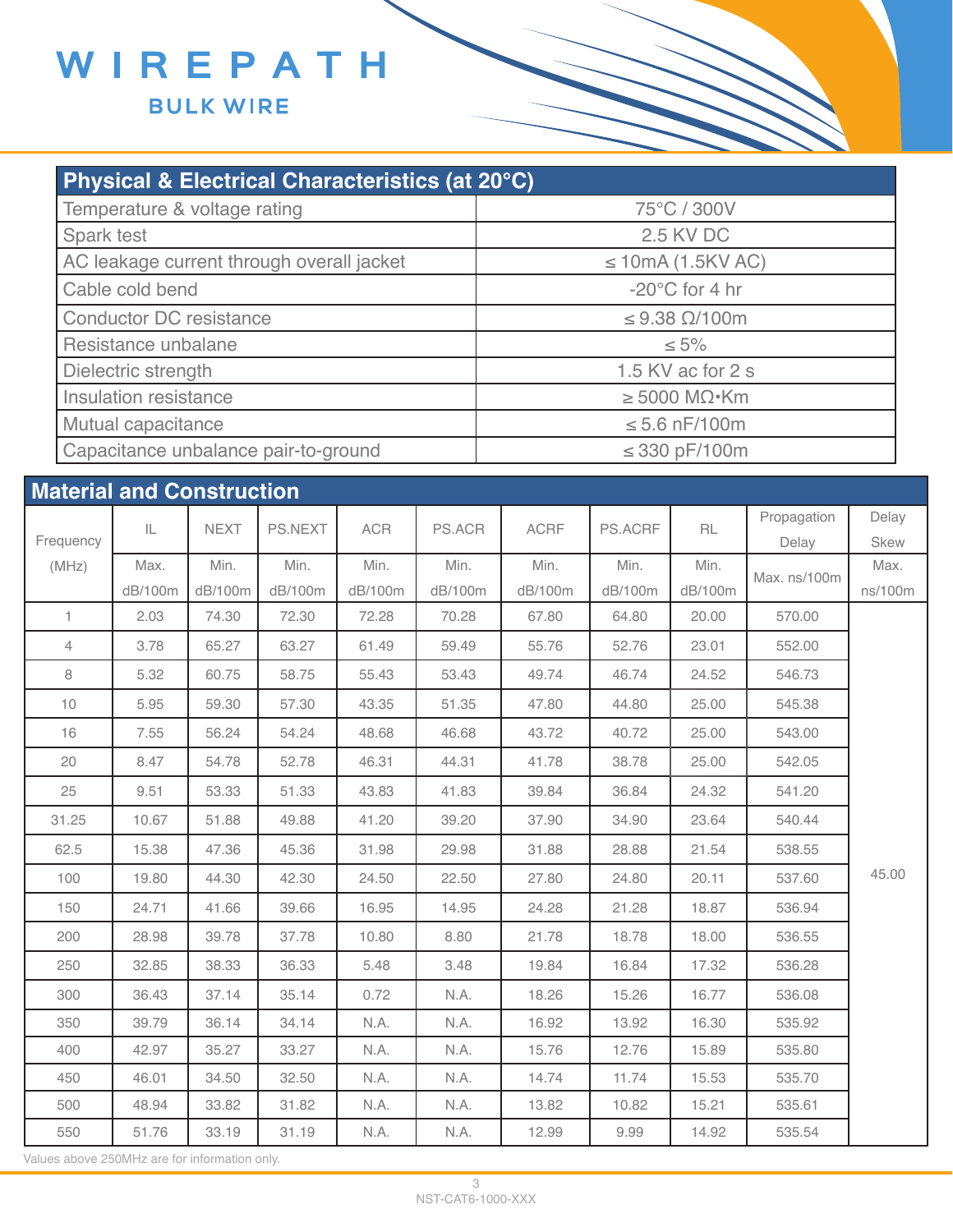WIREPATH

BULK WIRE

## Physical & Electrical Characteristics (at 20°C)

| | |
|---|---|
| Temperature & voltage rating | 75°C / 300V |
| Spark test | 2.5 KV DC |
| AC leakage current through overall jacket | ≤ 10mA (1.5KV AC) |
| Cable cold bend | -20°C for 4 hr |
| Conductor DC resistance | ≤ 9.38 Ω/100m |
| Resistance unbalane | ≤ 5% |
| Dielectric strength | 1.5 KV ac for 2 s |
| Insulation resistance | ≥ 5000 MΩ•Km |
| Mutual capacitance | ≤ 5.6 nF/100m |
| Capacitance unbalance pair-to-ground | ≤ 330 pF/100m |

## Material and Construction

| Frequency (MHz) | IL | NEXT | PS.NEXT | ACR | PS.ACR | ACRF | PS.ACRF | RL | Propagation Delay | Delay Skew |
|---|---|---|---|---|---|---|---|---|---|---|
| | Max. dB/100m | Min. dB/100m | Min. dB/100m | Min. dB/100m | Min. dB/100m | Min. dB/100m | Min. dB/100m | Min. dB/100m | Max. ns/100m | Max. ns/100m |
| 1 | 2.03 | 74.30 | 72.30 | 72.28 | 70.28 | 67.80 | 64.80 | 20.00 | 570.00 | 45.00 |
| 4 | 3.78 | 65.27 | 63.27 | 61.49 | 59.49 | 55.76 | 52.76 | 23.01 | 552.00 | |
| 8 | 5.32 | 60.75 | 58.75 | 55.43 | 53.43 | 49.74 | 46.74 | 24.52 | 546.73 | |
| 10 | 5.95 | 59.30 | 57.30 | 43.35 | 51.35 | 47.80 | 44.80 | 25.00 | 545.38 | |
| 16 | 7.55 | 56.24 | 54.24 | 48.68 | 46.68 | 43.72 | 40.72 | 25.00 | 543.00 | |
| 20 | 8.47 | 54.78 | 52.78 | 46.31 | 44.31 | 41.78 | 38.78 | 25.00 | 542.05 | |
| 25 | 9.51 | 53.33 | 51.33 | 43.83 | 41.83 | 39.84 | 36.84 | 24.32 | 541.20 | |
| 31.25 | 10.67 | 51.88 | 49.88 | 41.20 | 39.20 | 37.90 | 34.90 | 23.64 | 540.44 | |
| 62.5 | 15.38 | 47.36 | 45.36 | 31.98 | 29.98 | 31.88 | 28.88 | 21.54 | 538.55 | |
| 100 | 19.80 | 44.30 | 42.30 | 24.50 | 22.50 | 27.80 | 24.80 | 20.11 | 537.60 | |
| 150 | 24.71 | 41.66 | 39.66 | 16.95 | 14.95 | 24.28 | 21.28 | 18.87 | 536.94 | |
| 200 | 28.98 | 39.78 | 37.78 | 10.80 | 8.80 | 21.78 | 18.78 | 18.00 | 536.55 | |
| 250 | 32.85 | 38.33 | 36.33 | 5.48 | 3.48 | 19.84 | 16.84 | 17.32 | 536.28 | |
| 300 | 36.43 | 37.14 | 35.14 | 0.72 | N.A. | 18.26 | 15.26 | 16.77 | 536.08 | |
| 350 | 39.79 | 36.14 | 34.14 | N.A. | N.A. | 16.92 | 13.92 | 16.30 | 535.92 | |
| 400 | 42.97 | 35.27 | 33.27 | N.A. | N.A. | 15.76 | 12.76 | 15.89 | 535.80 | |
| 450 | 46.01 | 34.50 | 32.50 | N.A. | N.A. | 14.74 | 11.74 | 15.53 | 535.70 | |
| 500 | 48.94 | 33.82 | 31.82 | N.A. | N.A. | 13.82 | 10.82 | 15.21 | 535.61 | |
| 550 | 51.76 | 33.19 | 31.19 | N.A. | N.A. | 12.99 | 9.99 | 14.92 | 535.54 | |

Values above 250MHz are for information only.

NST-CAT6-1000-XXX